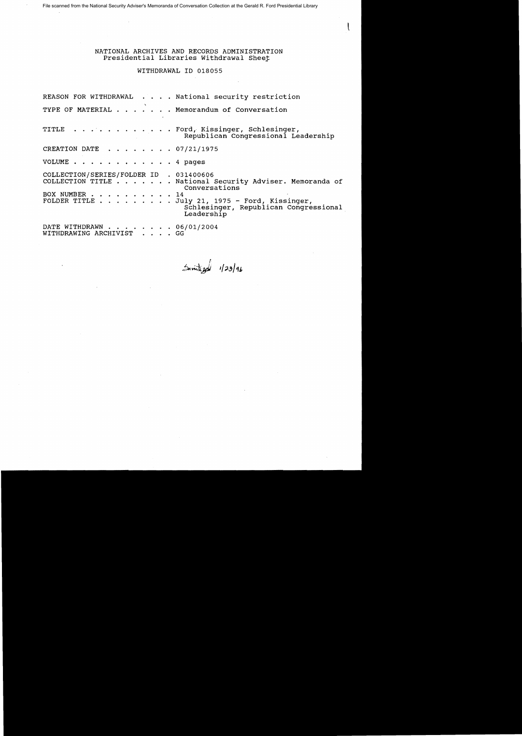File scanned from the National Security Adviser's Memoranda of Conversation Collection at the Gerald R. Ford Presidential Library

NATIONAL ARCHIVES AND RECORDS ADMINISTRATION
Presidential Libraries Withdrawal Sheet

WITHDRAWAL ID 018055

REASON FOR WITHDRAWAL . . . . National security restriction

TYPE OF MATERIAL . . . . . . . Memorandum of Conversation

TITLE . . . . . . . . . . . . Ford, Kissinger, Schlesinger, Republican Congressional Leadership

CREATION DATE . . . . . . . . 07/21/1975

VOLUME . . . . . . . . . . . . 4 pages

COLLECTION/SERIES/FOLDER ID . 031400606
COLLECTION TITLE . . . . . . . National Security Adviser. Memoranda of Conversations
BOX NUMBER . . . . . . . . . . 14
FOLDER TITLE . . . . . . . . . July 21, 1975 - Ford, Kissinger, Schlesinger, Republican Congressional Leadership

DATE WITHDRAWN . . . . . . . . 06/01/2004
WITHDRAWING ARCHIVIST . . . . GG

Sanitized 1/23/96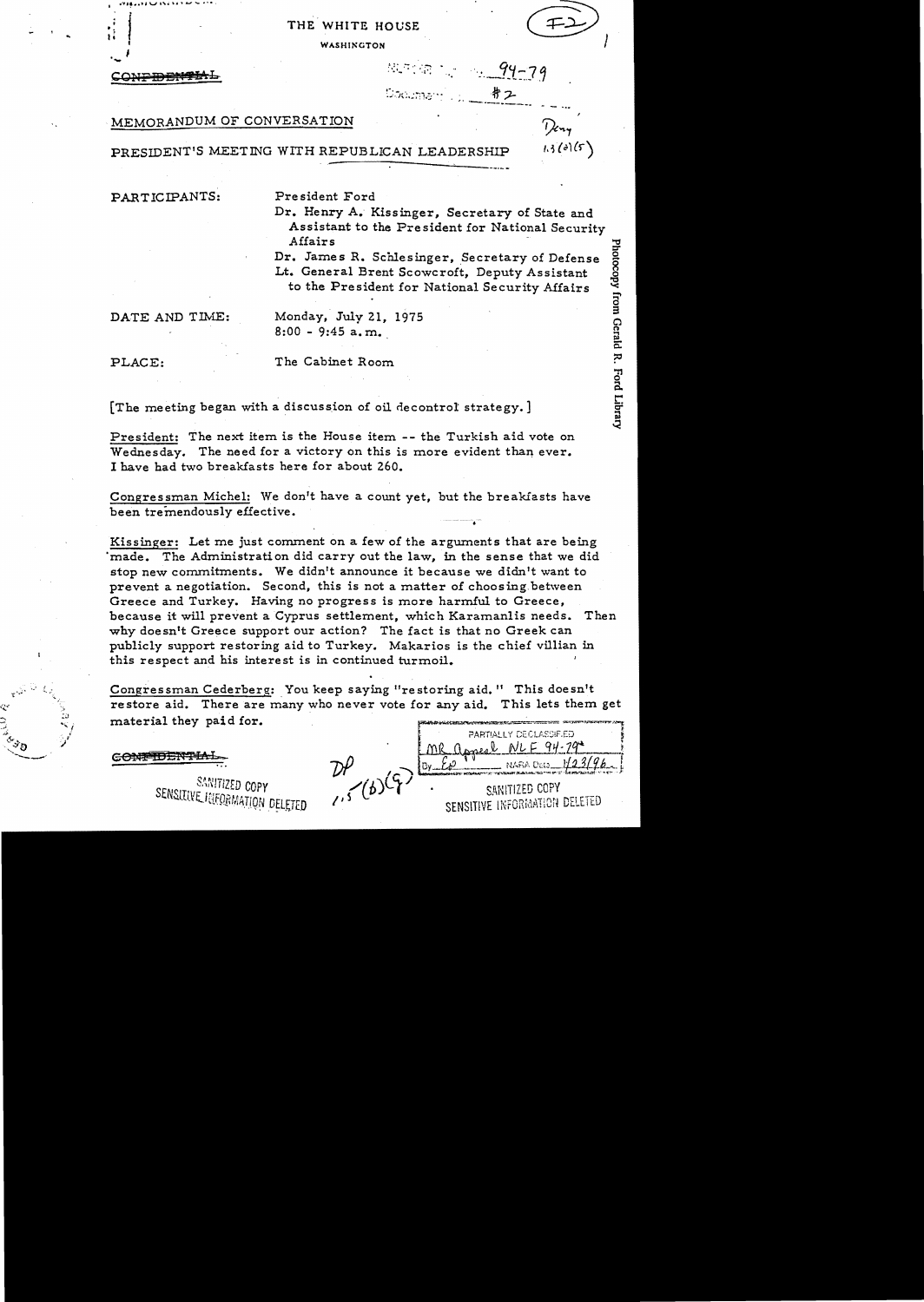THE WHITE HOUSE

WASHINGTON

CONFIDENTIAL

MEMORANDUM OF CONVERSATION

PRESIDENT'S MEETING WITH REPUBLICAN LEADERSHIP

PARTICIPANTS:
President Ford
Dr. Henry A. Kissinger, Secretary of State and Assistant to the President for National Security Affairs
Dr. James R. Schlesinger, Secretary of Defense
Lt. General Brent Scowcroft, Deputy Assistant to the President for National Security Affairs

DATE AND TIME:
Monday, July 21, 1975
8:00 - 9:45 a.m.

PLACE:
The Cabinet Room

[The meeting began with a discussion of oil decontrol strategy.]

President: The next item is the House item -- the Turkish aid vote on Wednesday. The need for a victory on this is more evident than ever. I have had two breakfasts here for about 260.

Congressman Michel: We don't have a count yet, but the breakfasts have been tremendously effective.

Kissinger: Let me just comment on a few of the arguments that are being made. The Administration did carry out the law, in the sense that we did stop new commitments. We didn't announce it because we didn't want to prevent a negotiation. Second, this is not a matter of choosing between Greece and Turkey. Having no progress is more harmful to Greece, because it will prevent a Cyprus settlement, which Karamanlis needs. Then why doesn't Greece support our action? The fact is that no Greek can publicly support restoring aid to Turkey. Makarios is the chief villian in this respect and his interest is in continued turmoil.

Congressman Cederberg: You keep saying "restoring aid." This doesn't restore aid. There are many who never vote for any aid. This lets them get material they paid for.

CONFIDENTIAL

SANITIZED COPY
SENSITIVE INFORMATION DELETED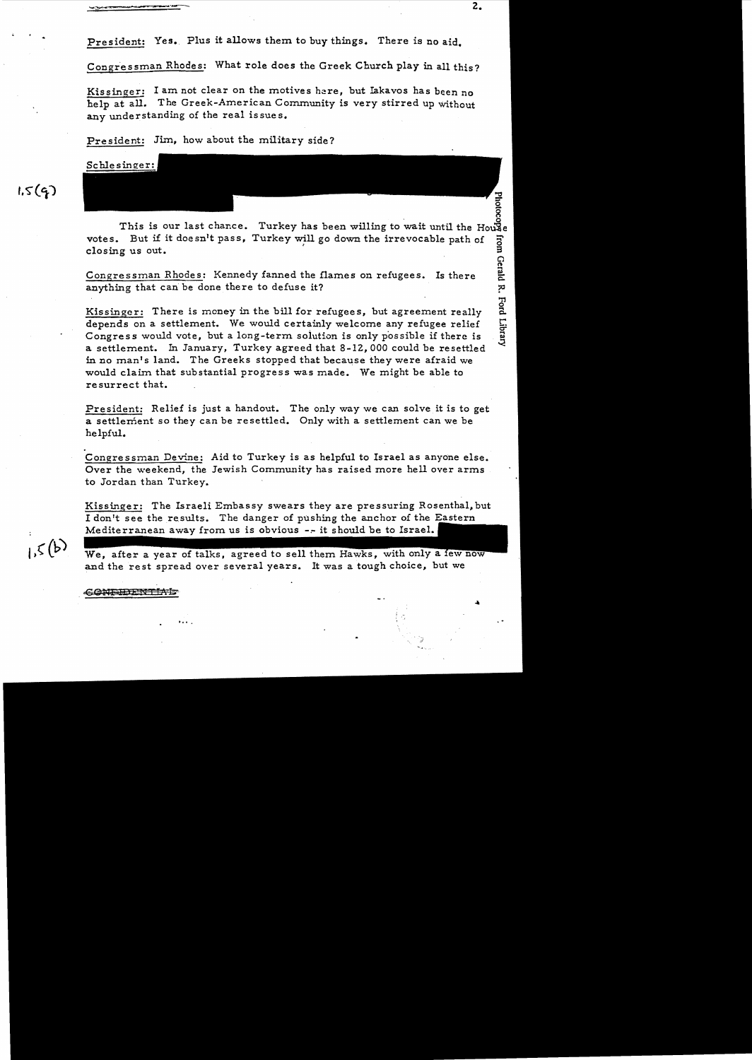President: Yes. Plus it allows them to buy things. There is no aid.

Congressman Rhodes: What role does the Greek Church play in all this?

Kissinger: I am not clear on the motives here, but Iakavos has been no help at all. The Greek-American Community is very stirred up without any understanding of the real issues.

President: Jim, how about the military side?

Schlesinger:

1.5(g)

This is our last chance. Turkey has been willing to wait until the House votes. But if it doesn't pass, Turkey will go down the irrevocable path of closing us out.

Congressman Rhodes: Kennedy fanned the flames on refugees. Is there anything that can be done there to defuse it?

Kissinger: There is money in the bill for refugees, but agreement really depends on a settlement. We would certainly welcome any refugee relief Congress would vote, but a long-term solution is only possible if there is a settlement. In January, Turkey agreed that 8-12,000 could be resettled in no man's land. The Greeks stopped that because they were afraid we would claim that substantial progress was made. We might be able to resurrect that.

President: Relief is just a handout. The only way we can solve it is to get a settlement so they can be resettled. Only with a settlement can we be helpful.

Congressman Devine: Aid to Turkey is as helpful to Israel as anyone else. Over the weekend, the Jewish Community has raised more hell over arms to Jordan than Turkey.

Kissinger: The Israeli Embassy swears they are pressuring Rosenthal, but I don't see the results. The danger of pushing the anchor of the Eastern Mediterranean away from us is obvious -- it should be to Israel.

1.5(b)

We, after a year of talks, agreed to sell them Hawks, with only a few now and the rest spread over several years. It was a tough choice, but we

CONFIDENTIAL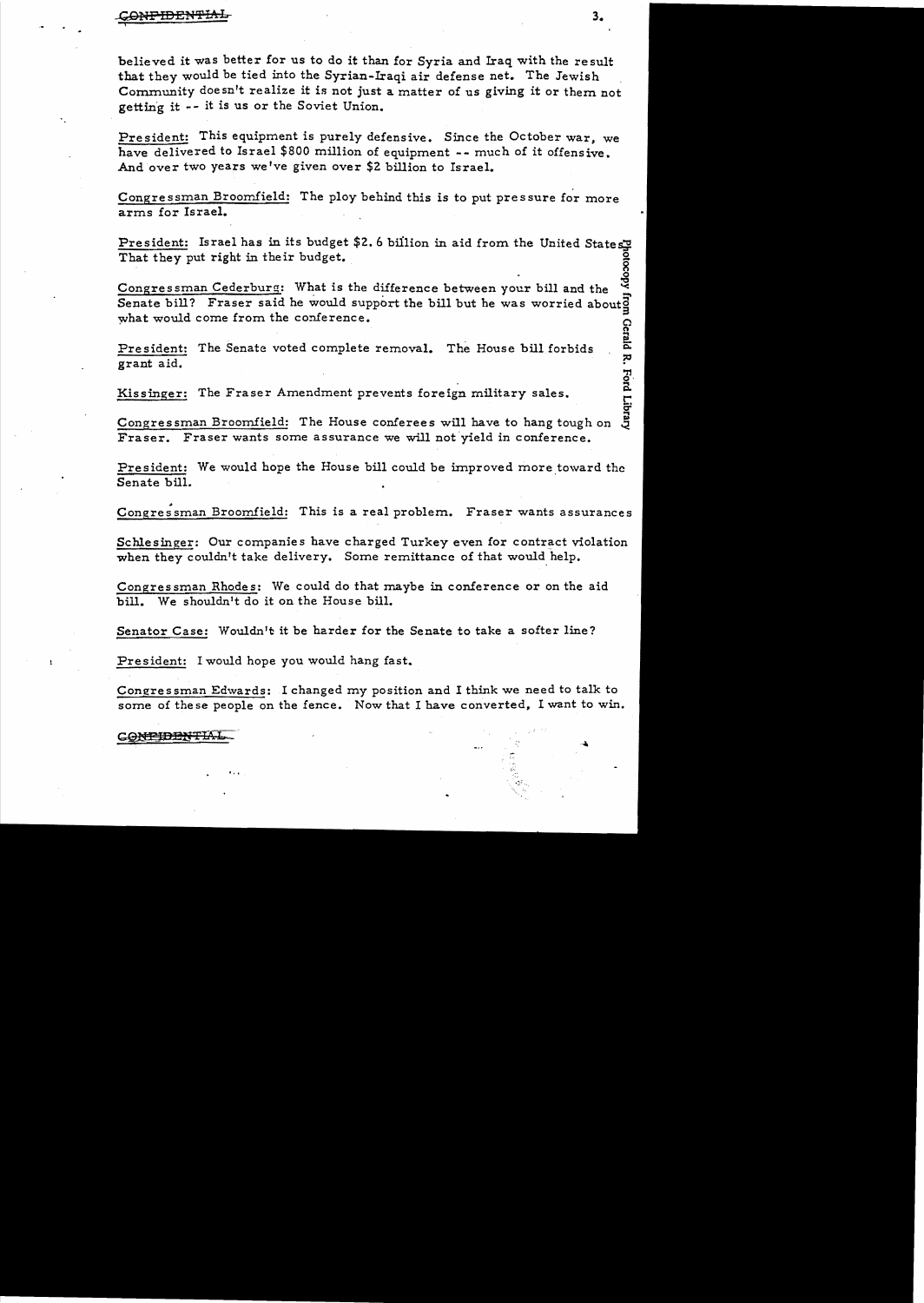believed it was better for us to do it than for Syria and Iraq with the result that they would be tied into the Syrian-Iraqi air defense net. The Jewish Community doesn't realize it is not just a matter of us giving it or them not getting it -- it is us or the Soviet Union.

President: This equipment is purely defensive. Since the October war, we have delivered to Israel $800 million of equipment -- much of it offensive. And over two years we've given over $2 billion to Israel.

Congressman Broomfield: The ploy behind this is to put pressure for more arms for Israel.

President: Israel has in its budget $2.6 billion in aid from the United States. That they put right in their budget.

Congressman Cederburg: What is the difference between your bill and the Senate bill? Fraser said he would support the bill but he was worried about what would come from the conference.

President: The Senate voted complete removal. The House bill forbids grant aid.

Kissinger: The Fraser Amendment prevents foreign military sales.

Congressman Broomfield: The House conferees will have to hang tough on Fraser. Fraser wants some assurance we will not yield in conference.

President: We would hope the House bill could be improved more toward the Senate bill.

Congressman Broomfield: This is a real problem. Fraser wants assurances

Schlesinger: Our companies have charged Turkey even for contract violation when they couldn't take delivery. Some remittance of that would help.

Congressman Rhodes: We could do that maybe in conference or on the aid bill. We shouldn't do it on the House bill.

Senator Case: Wouldn't it be harder for the Senate to take a softer line?

President: I would hope you would hang fast.

Congressman Edwards: I changed my position and I think we need to talk to some of these people on the fence. Now that I have converted, I want to win.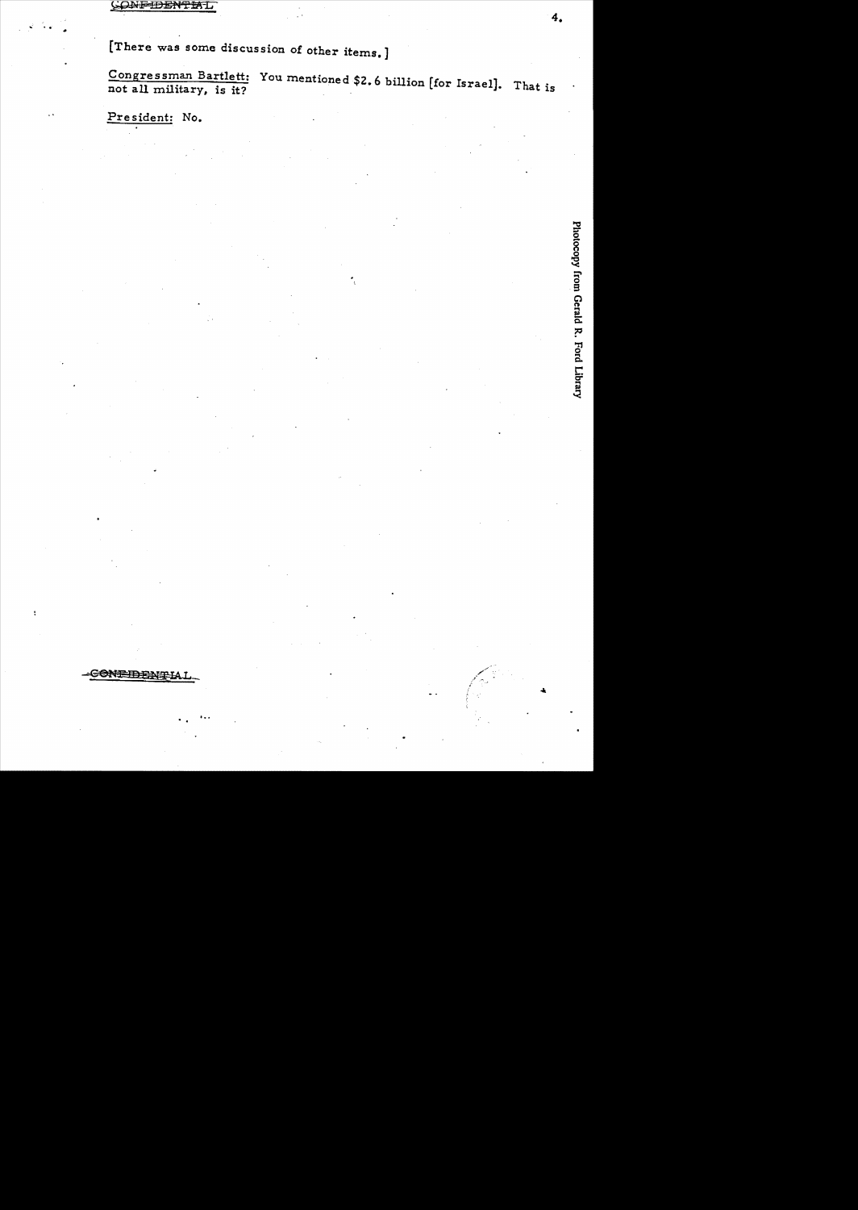[There was some discussion of other items.]

Congressman Bartlett: You mentioned $2.6 billion [for Israel]. That is not all military, is it?

President: No.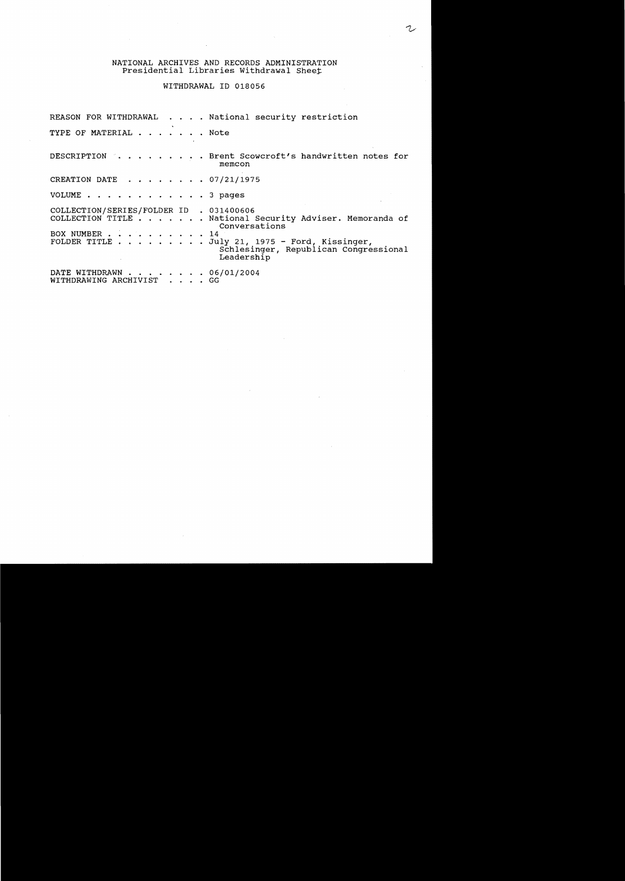NATIONAL ARCHIVES AND RECORDS ADMINISTRATION
Presidential Libraries Withdrawal Sheet

WITHDRAWAL ID 018056

REASON FOR WITHDRAWAL . . . . National security restriction

TYPE OF MATERIAL . . . . . . . Note

DESCRIPTION . . . . . . . . . Brent Scowcroft's handwritten notes for memcon

CREATION DATE . . . . . . . . 07/21/1975

VOLUME . . . . . . . . . . . . 3 pages

COLLECTION/SERIES/FOLDER ID . 031400606
COLLECTION TITLE . . . . . . . National Security Adviser. Memoranda of Conversations
BOX NUMBER . . . . . . . . . . 14
FOLDER TITLE . . . . . . . . . July 21, 1975 - Ford, Kissinger, Schlesinger, Republican Congressional Leadership

DATE WITHDRAWN . . . . . . . . 06/01/2004
WITHDRAWING ARCHIVIST . . . . GG